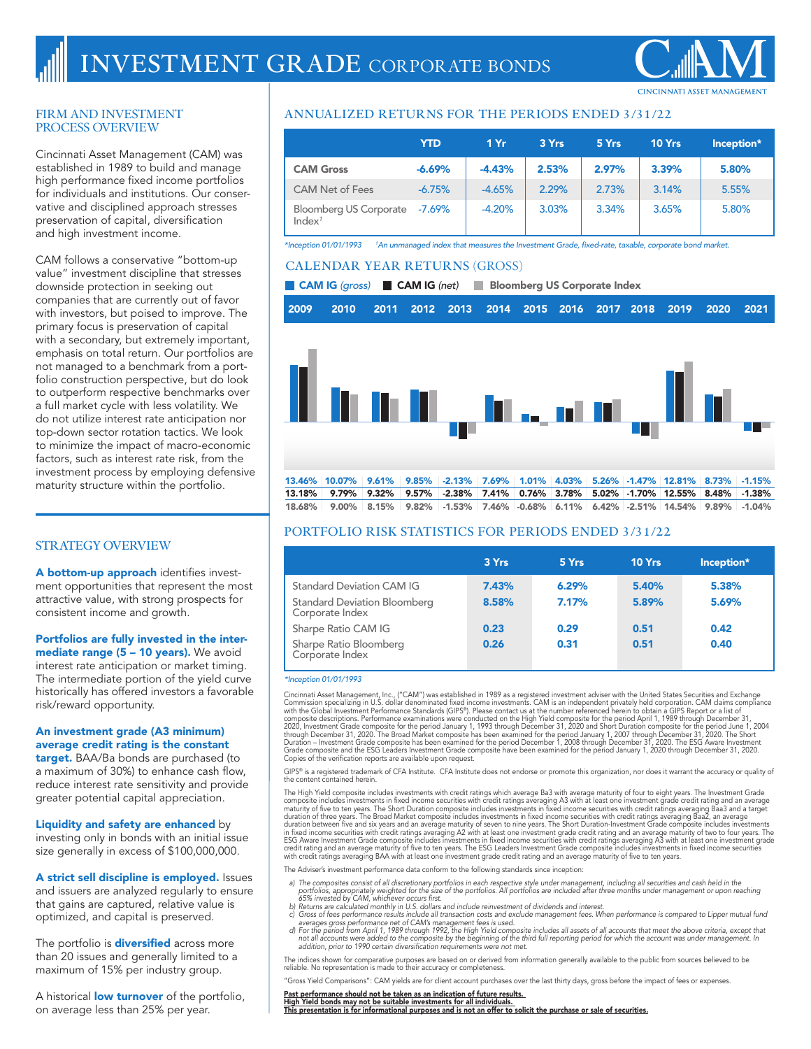# INVESTMENT GRADE CORPORATE BONDS

CINCINNATI ASSET MANAGEMENT

## FIRM AND INVESTMENT PROCESS OVERVIEW

Cincinnati Asset Management (CAM) was established in 1989 to build and manage high performance fixed income portfolios for individuals and institutions. Our conservative and disciplined approach stresses preservation of capital, diversification and high investment income.

CAM follows a conservative "bottom-up value" investment discipline that stresses downside protection in seeking out companies that are currently out of favor with investors, but poised to improve. The primary focus is preservation of capital with a secondary, but extremely important, emphasis on total return. Our portfolios are not managed to a benchmark from a portfolio construction perspective, but do look to outperform respective benchmarks over a full market cycle with less volatility. We do not utilize interest rate anticipation nor top-down sector rotation tactics. We look to minimize the impact of macro-economic factors, such as interest rate risk, from the investment process by employing defensive maturity structure within the portfolio.

## STRATEGY OVERVIEW

**A bottom-up approach** identifies investment opportunities that represent the most attractive value, with strong prospects for consistent income and growth.

**Portfolios are fully invested in the intermediate range (5 – 10 years).** We avoid interest rate anticipation or market timing. The intermediate portion of the yield curve historically has offered investors a favorable risk/reward opportunity.

**An investment grade (A3 minimum) average credit rating is the constant target.** BAA/Ba bonds are purchased (to a maximum of 30%) to enhance cash flow, reduce interest rate sensitivity and provide greater potential capital appreciation.

**Liquidity and safety are enhanced** by investing only in bonds with an initial issue size generally in excess of $100,000,000.

**A strict sell discipline is employed.** Issues and issuers are analyzed regularly to ensure that gains are captured, relative value is optimized, and capital is preserved.

The portfolio is **diversified** across more than 20 issues and generally limited to a maximum of 15% per industry group.

A historical **low turnover** of the portfolio, on average less than 25% per year.

## ANNUALIZED RETURNS FOR THE PERIODS ENDED 3/31/22

| | YTD | 1 Yr | 3 Yrs | 5 Yrs | 10 Yrs | Inception* |
|---|---|---|---|---|---|---|
| **CAM Gross** | **-6.69%** | **-4.43%** | **2.53%** | **2.97%** | **3.39%** | **5.80%** |
| CAM Net of Fees | -6.75% | -4.65% | 2.29% | 2.73% | 3.14% | 5.55% |
| Bloomberg US Corporate Index[1] | -7.69% | -4.20% | 3.03% | 3.34% | 3.65% | 5.80% |

*Inception 01/01/1993 [1]An unmanaged index that measures the Investment Grade, fixed-rate, taxable, corporate bond market.*

## CALENDAR YEAR RETURNS (GROSS)

CAM IG *(gross)* | CAM IG *(net)* | Bloomberg US Corporate Index

| | 2009 | 2010 | 2011 | 2012 | 2013 | 2014 | 2015 | 2016 | 2017 | 2018 | 2019 | 2020 | 2021 |
|---|---|---|---|---|---|---|---|---|---|---|---|---|---|
| CAM IG (gross) | 13.46% | 10.07% | 9.61% | 9.85% | -2.13% | 7.69% | 1.01% | 4.03% | 5.26% | -1.47% | 12.81% | 8.73% | -1.15% |
| CAM IG (net) | 13.18% | 9.79% | 9.32% | 9.57% | -2.38% | 7.41% | 0.76% | 3.78% | 5.02% | -1.70% | 12.55% | 8.48% | -1.38% |
| Bloomberg US Corporate Index | 18.68% | 9.00% | 8.15% | 9.82% | -1.53% | 7.46% | -0.68% | 6.11% | 6.42% | -2.51% | 14.54% | 9.89% | -1.04% |

## PORTFOLIO RISK STATISTICS FOR PERIODS ENDED 3/31/22

| | 3 Yrs | 5 Yrs | 10 Yrs | Inception* |
|---|---|---|---|---|
| Standard Deviation CAM IG | **7.43%** | **6.29%** | **5.40%** | **5.38%** |
| Standard Deviation Bloomberg Corporate Index | **8.58%** | **7.17%** | **5.89%** | **5.69%** |
| Sharpe Ratio CAM IG | **0.23** | **0.29** | **0.51** | **0.42** |
| Sharpe Ratio Bloomberg Corporate Index | **0.26** | **0.31** | **0.51** | **0.40** |

*Inception 01/01/1993*

Cincinnati Asset Management, Inc., ("CAM") was established in 1989 as a registered investment adviser with the United States Securities and Exchange Commission specializing in U.S. dollar denominated fixed income investments. CAM is an independent privately held corporation. CAM claims compliance with the Global Investment Performance Standards (GIPS®). Please contact us at the number referenced herein to obtain a GIPS Report or a list of composite descriptions. Performance examinations were conducted on the High Yield composite for the period April 1, 1989 through December 31, 2020, Investment Grade composite for the period January 1, 1993 through December 31, 2020 and Short Duration composite for the period June 1, 2004 through December 31, 2020. The Broad Market composite has been examined for the period January 1, 2007 through December 31, 2020. The Short Duration – Investment Grade composite has been examined for the period December 1, 2008 through December 31, 2020. The ESG Aware Investment Grade composite and the ESG Leaders Investment Grade composite have been examined for the period January 1, 2020 through December 31, 2020. Copies of the verification reports are available upon request.

GIPS® is a registered trademark of CFA Institute. CFA Institute does not endorse or promote this organization, nor does it warrant the accuracy or quality of the content contained herein.

The High Yield composite includes investments with credit ratings which average Ba3 with average maturity of four to eight years. The Investment Grade composite includes investments in fixed income securities with credit ratings averaging A3 with at least one investment grade credit rating and an average maturity of five to ten years. The Short Duration composite includes investments in fixed income securities with credit ratings averaging Baa3 and a target duration of three years. The Broad Market composite includes investments in fixed income securities with credit ratings averaging Baa2, an average duration between five and six years and an average maturity of seven to nine years. The Short Duration-Investment Grade composite includes investments in fixed income securities with credit ratings averaging A2 with at least one investment grade credit rating and an average maturity of two to four years. The ESG Aware Investment Grade composite includes investments in fixed income securities with credit ratings averaging A3 with at least one investment grade credit rating and an average maturity of five to ten years. The ESG Leaders Investment Grade composite includes investments in fixed income securities with credit ratings averaging BAA with at least one investment grade credit rating and an average maturity of five to ten years.

The Adviser's investment performance data conform to the following standards since inception:

*a) The composites consist of all discretionary portfolios in each respective style under management, including all securities and cash held in the portfolios, appropriately weighted for the size of the portfolios. All portfolios are included after three months under management or upon reaching 65% invested by CAM, whichever occurs first.*
*b) Returns are calculated monthly in U.S. dollars and include reinvestment of dividends and interest.*
*c) Gross of fees performance results include all transaction costs and exclude management fees. When performance is compared to Lipper mutual fund averages gross performance net of CAM's management fees is used.*
*d) For the period from April 1, 1989 through 1992, the High Yield composite includes all assets of all accounts that meet the above criteria, except that not all accounts were added to the composite by the beginning of the third full reporting period for which the account was under management. In addition, prior to 1990 certain diversification requirements were not met.*

The indices shown for comparative purposes are based on or derived from information generally available to the public from sources believed to be reliable. No representation is made to their accuracy or completeness.

"Gross Yield Comparisons": CAM yields are for client account purchases over the last thirty days, gross before the impact of fees or expenses.

**Past performance should not be taken as an indication of future results.**
**High Yield bonds may not be suitable investments for all individuals.**
**This presentation is for informational purposes and is not an offer to solicit the purchase or sale of securities.**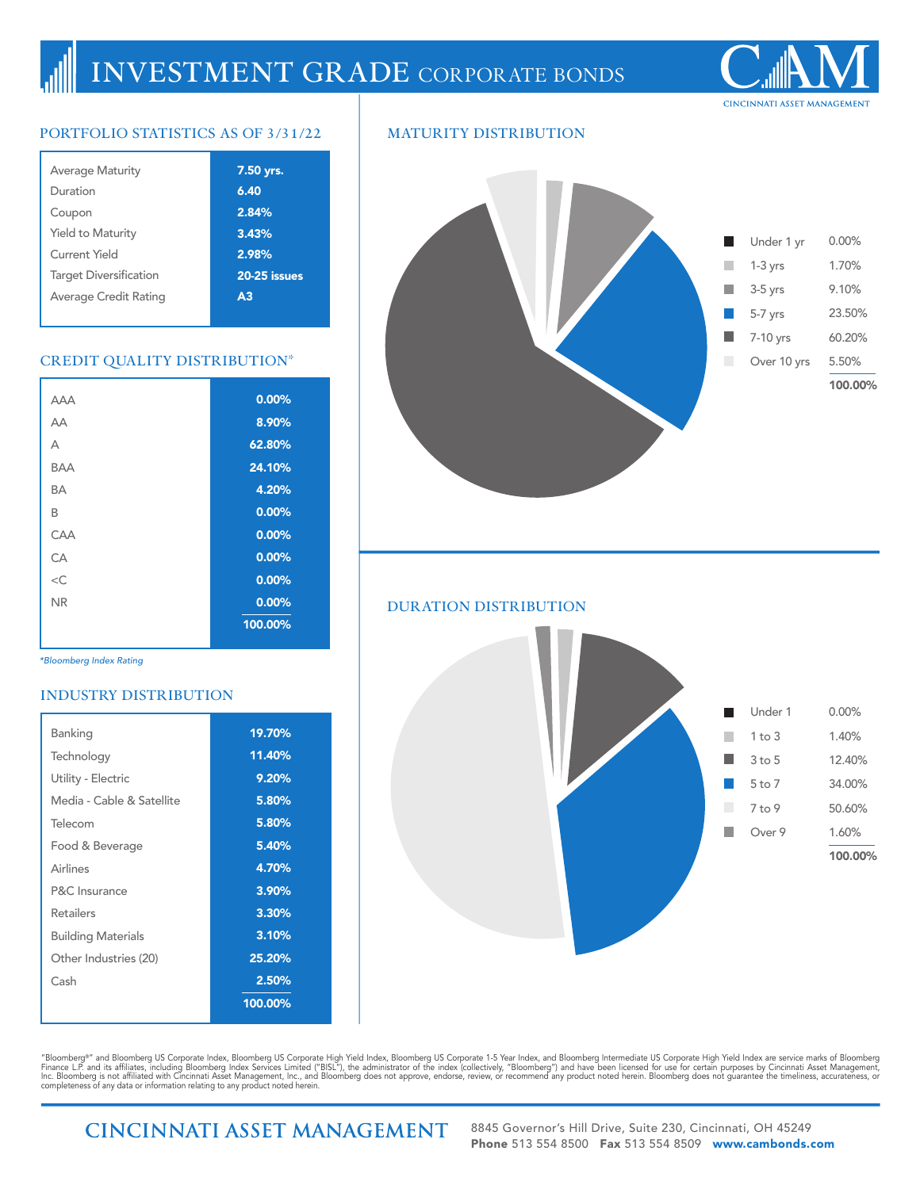# INVESTMENT GRADE CORPORATE BONDS

CAM
CINCINNATI ASSET MANAGEMENT

## PORTFOLIO STATISTICS AS OF 3/31/22

| | |
|---|---|
| Average Maturity | 7.50 yrs. |
| Duration | 6.40 |
| Coupon | 2.84% |
| Yield to Maturity | 3.43% |
| Current Yield | 2.98% |
| Target Diversification | 20-25 issues |
| Average Credit Rating | A3 |

## CREDIT QUALITY DISTRIBUTION*

| | |
|---|---|
| AAA | 0.00% |
| AA | 8.90% |
| A | 62.80% |
| BAA | 24.10% |
| BA | 4.20% |
| B | 0.00% |
| CAA | 0.00% |
| CA | 0.00% |
| <C | 0.00% |
| NR | 0.00% |
| | 100.00% |

*Bloomberg Index Rating*

## INDUSTRY DISTRIBUTION

| | |
|---|---|
| Banking | 19.70% |
| Technology | 11.40% |
| Utility - Electric | 9.20% |
| Media - Cable & Satellite | 5.80% |
| Telecom | 5.80% |
| Food & Beverage | 5.40% |
| Airlines | 4.70% |
| P&C Insurance | 3.90% |
| Retailers | 3.30% |
| Building Materials | 3.10% |
| Other Industries (20) | 25.20% |
| Cash | 2.50% |
| | 100.00% |

## MATURITY DISTRIBUTION

Under 1 yr 0.00%
1-3 yrs 1.70%
3-5 yrs 9.10%
5-7 yrs 23.50%
7-10 yrs 60.20%
Over 10 yrs 5.50%
100.00%

## DURATION DISTRIBUTION

Under 1 0.00%
1 to 3 1.40%
3 to 5 12.40%
5 to 7 34.00%
7 to 9 50.60%
Over 9 1.60%
100.00%

"Bloomberg®" and Bloomberg US Corporate Index, Bloomberg US Corporate High Yield Index, Bloomberg US Corporate 1-5 Year Index, and Bloomberg Intermediate US Corporate High Yield Index are service marks of Bloomberg Finance L.P. and its affiliates, including Bloomberg Index Services Limited ("BISL"), the administrator of the index (collectively, "Bloomberg") and have been licensed for use for certain purposes by Cincinnati Asset Management, Inc. Bloomberg is not affiliated with Cincinnati Asset Management, Inc., and Bloomberg does not approve, endorse, review, or recommend any product noted herein. Bloomberg does not guarantee the timeliness, accurateness, or completeness of any data or information relating to any product noted herein.

**CINCINNATI ASSET MANAGEMENT**

8845 Governor's Hill Drive, Suite 230, Cincinnati, OH 45249
**Phone** 513 554 8500 **Fax** 513 554 8509 **www.cambonds.com**